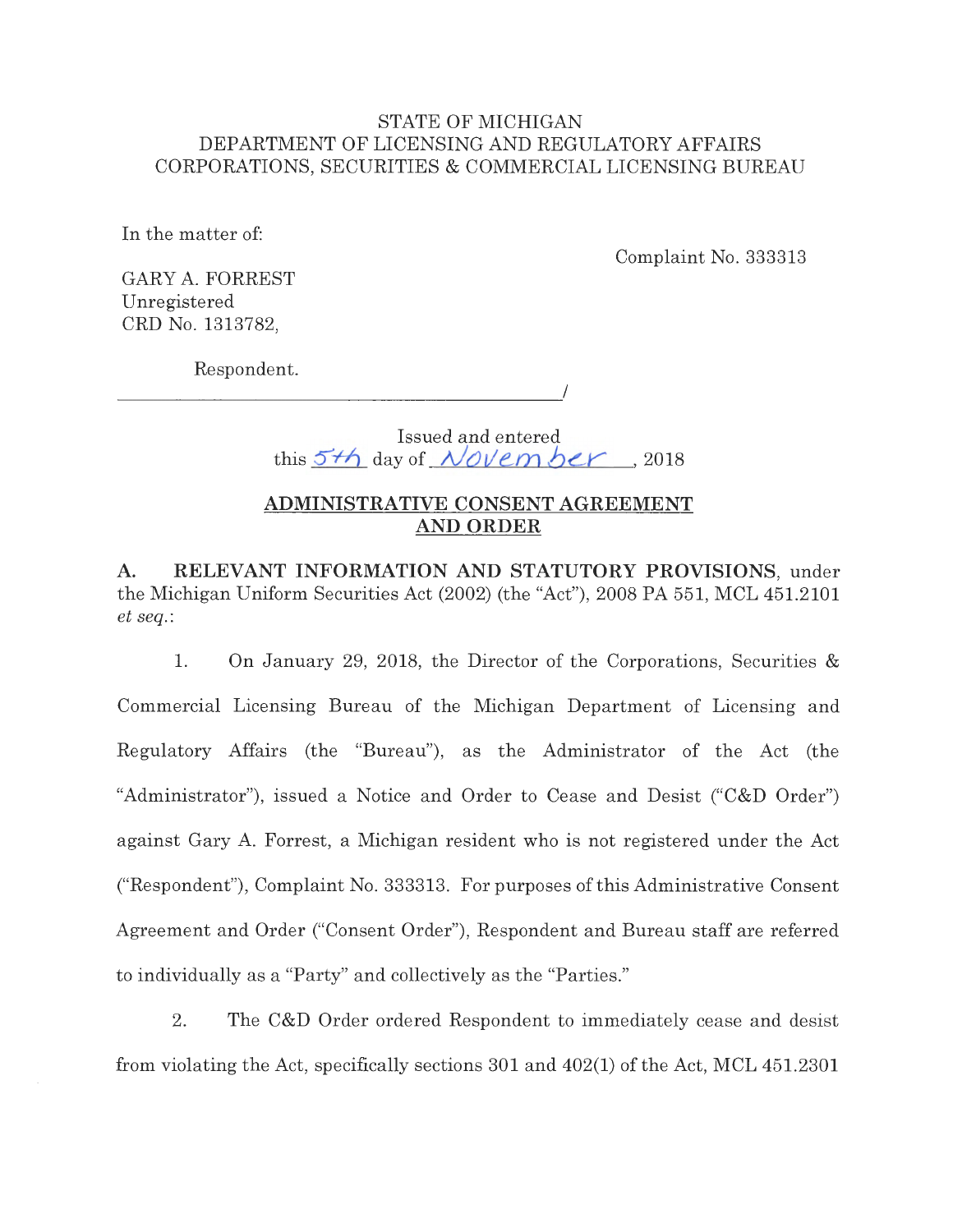STATE OF MICHIGAN
DEPARTMENT OF LICENSING AND REGULATORY AFFAIRS
CORPORATIONS, SECURITIES & COMMERCIAL LICENSING BUREAU

In the matter of:

Complaint No. 333313

GARY A. FORREST
Unregistered
CRD No. 1313782,

Respondent.
_______________________________________/

Issued and entered
this 5th day of November, 2018

## ADMINISTRATIVE CONSENT AGREEMENT AND ORDER

**A. RELEVANT INFORMATION AND STATUTORY PROVISIONS**, under the Michigan Uniform Securities Act (2002) (the "Act"), 2008 PA 551, MCL 451.2101 *et seq.*:

1. On January 29, 2018, the Director of the Corporations, Securities & Commercial Licensing Bureau of the Michigan Department of Licensing and Regulatory Affairs (the "Bureau"), as the Administrator of the Act (the "Administrator"), issued a Notice and Order to Cease and Desist ("C&D Order") against Gary A. Forrest, a Michigan resident who is not registered under the Act ("Respondent"), Complaint No. 333313. For purposes of this Administrative Consent Agreement and Order ("Consent Order"), Respondent and Bureau staff are referred to individually as a "Party" and collectively as the "Parties."

2. The C&D Order ordered Respondent to immediately cease and desist from violating the Act, specifically sections 301 and 402(1) of the Act, MCL 451.2301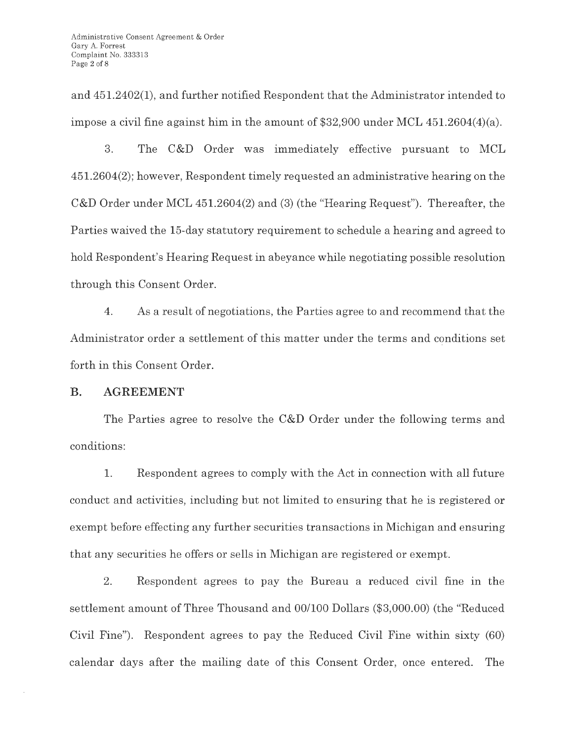and 451.2402(1), and further notified Respondent that the Administrator intended to impose a civil fine against him in the amount of $32,900 under MCL 451.2604(4)(a).

3. The C&D Order was immediately effective pursuant to MCL 451.2604(2); however, Respondent timely requested an administrative hearing on the C&D Order under MCL 451.2604(2) and (3) (the "Hearing Request"). Thereafter, the Parties waived the 15-day statutory requirement to schedule a hearing and agreed to hold Respondent's Hearing Request in abeyance while negotiating possible resolution through this Consent Order.

4. As a result of negotiations, the Parties agree to and recommend that the Administrator order a settlement of this matter under the terms and conditions set forth in this Consent Order.

## B. AGREEMENT

The Parties agree to resolve the C&D Order under the following terms and conditions:

1. Respondent agrees to comply with the Act in connection with all future conduct and activities, including but not limited to ensuring that he is registered or exempt before effecting any further securities transactions in Michigan and ensuring that any securities he offers or sells in Michigan are registered or exempt.

2. Respondent agrees to pay the Bureau a reduced civil fine in the settlement amount of Three Thousand and 00/100 Dollars ($3,000.00) (the "Reduced Civil Fine"). Respondent agrees to pay the Reduced Civil Fine within sixty (60) calendar days after the mailing date of this Consent Order, once entered. The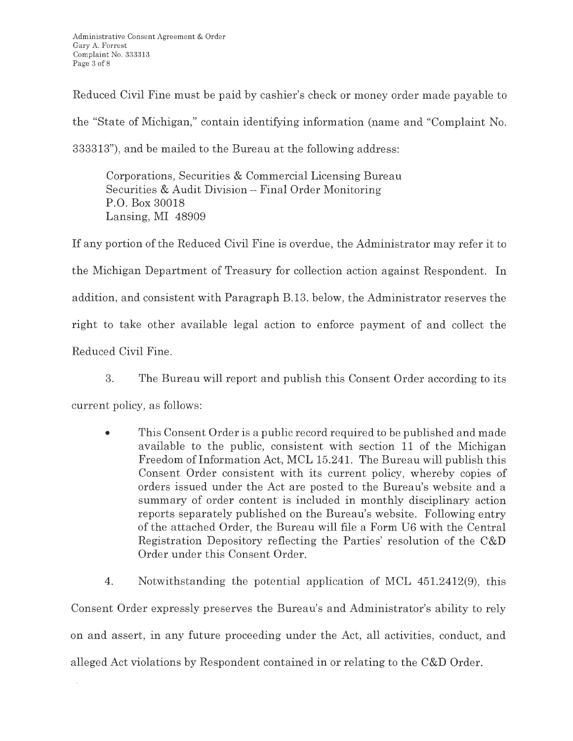Reduced Civil Fine must be paid by cashier's check or money order made payable to the "State of Michigan," contain identifying information (name and "Complaint No. 333313"), and be mailed to the Bureau at the following address:

> Corporations, Securities & Commercial Licensing Bureau  
> Securities & Audit Division – Final Order Monitoring  
> P.O. Box 30018  
> Lansing, MI 48909

If any portion of the Reduced Civil Fine is overdue, the Administrator may refer it to the Michigan Department of Treasury for collection action against Respondent. In addition, and consistent with Paragraph B.13. below, the Administrator reserves the right to take other available legal action to enforce payment of and collect the Reduced Civil Fine.

3. The Bureau will report and publish this Consent Order according to its current policy, as follows:

   - This Consent Order is a public record required to be published and made available to the public, consistent with section 11 of the Michigan Freedom of Information Act, MCL 15.241. The Bureau will publish this Consent Order consistent with its current policy, whereby copies of orders issued under the Act are posted to the Bureau's website and a summary of order content is included in monthly disciplinary action reports separately published on the Bureau's website. Following entry of the attached Order, the Bureau will file a Form U6 with the Central Registration Depository reflecting the Parties' resolution of the C&D Order under this Consent Order.

4. Notwithstanding the potential application of MCL 451.2412(9), this Consent Order expressly preserves the Bureau's and Administrator's ability to rely on and assert, in any future proceeding under the Act, all activities, conduct, and alleged Act violations by Respondent contained in or relating to the C&D Order.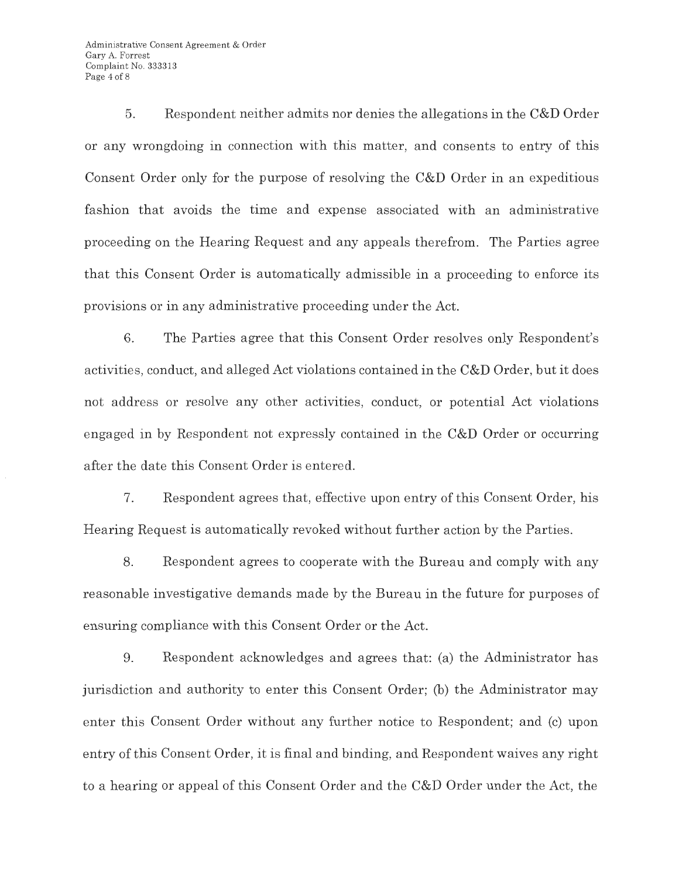5. Respondent neither admits nor denies the allegations in the C&D Order or any wrongdoing in connection with this matter, and consents to entry of this Consent Order only for the purpose of resolving the C&D Order in an expeditious fashion that avoids the time and expense associated with an administrative proceeding on the Hearing Request and any appeals therefrom. The Parties agree that this Consent Order is automatically admissible in a proceeding to enforce its provisions or in any administrative proceeding under the Act.

6. The Parties agree that this Consent Order resolves only Respondent's activities, conduct, and alleged Act violations contained in the C&D Order, but it does not address or resolve any other activities, conduct, or potential Act violations engaged in by Respondent not expressly contained in the C&D Order or occurring after the date this Consent Order is entered.

7. Respondent agrees that, effective upon entry of this Consent Order, his Hearing Request is automatically revoked without further action by the Parties.

8. Respondent agrees to cooperate with the Bureau and comply with any reasonable investigative demands made by the Bureau in the future for purposes of ensuring compliance with this Consent Order or the Act.

9. Respondent acknowledges and agrees that: (a) the Administrator has jurisdiction and authority to enter this Consent Order; (b) the Administrator may enter this Consent Order without any further notice to Respondent; and (c) upon entry of this Consent Order, it is final and binding, and Respondent waives any right to a hearing or appeal of this Consent Order and the C&D Order under the Act, the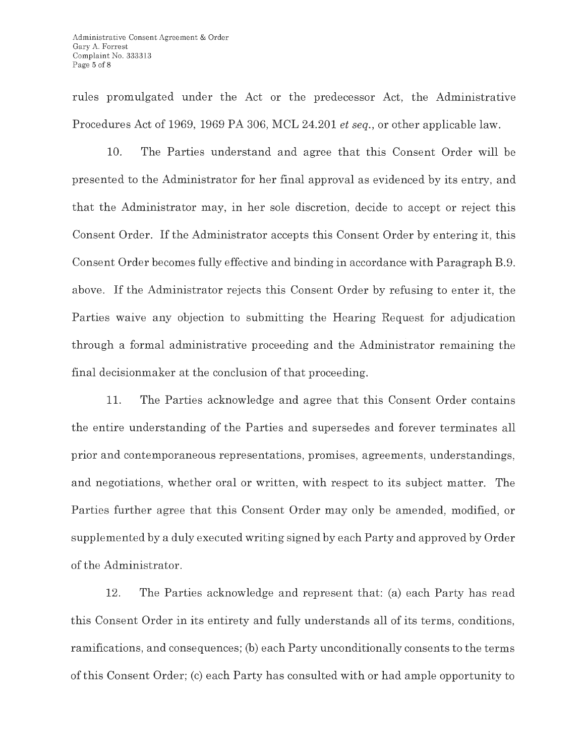rules promulgated under the Act or the predecessor Act, the Administrative Procedures Act of 1969, 1969 PA 306, MCL 24.201 *et seq.*, or other applicable law.

10. The Parties understand and agree that this Consent Order will be presented to the Administrator for her final approval as evidenced by its entry, and that the Administrator may, in her sole discretion, decide to accept or reject this Consent Order. If the Administrator accepts this Consent Order by entering it, this Consent Order becomes fully effective and binding in accordance with Paragraph B.9. above. If the Administrator rejects this Consent Order by refusing to enter it, the Parties waive any objection to submitting the Hearing Request for adjudication through a formal administrative proceeding and the Administrator remaining the final decisionmaker at the conclusion of that proceeding.

11. The Parties acknowledge and agree that this Consent Order contains the entire understanding of the Parties and supersedes and forever terminates all prior and contemporaneous representations, promises, agreements, understandings, and negotiations, whether oral or written, with respect to its subject matter. The Parties further agree that this Consent Order may only be amended, modified, or supplemented by a duly executed writing signed by each Party and approved by Order of the Administrator.

12. The Parties acknowledge and represent that: (a) each Party has read this Consent Order in its entirety and fully understands all of its terms, conditions, ramifications, and consequences; (b) each Party unconditionally consents to the terms of this Consent Order; (c) each Party has consulted with or had ample opportunity to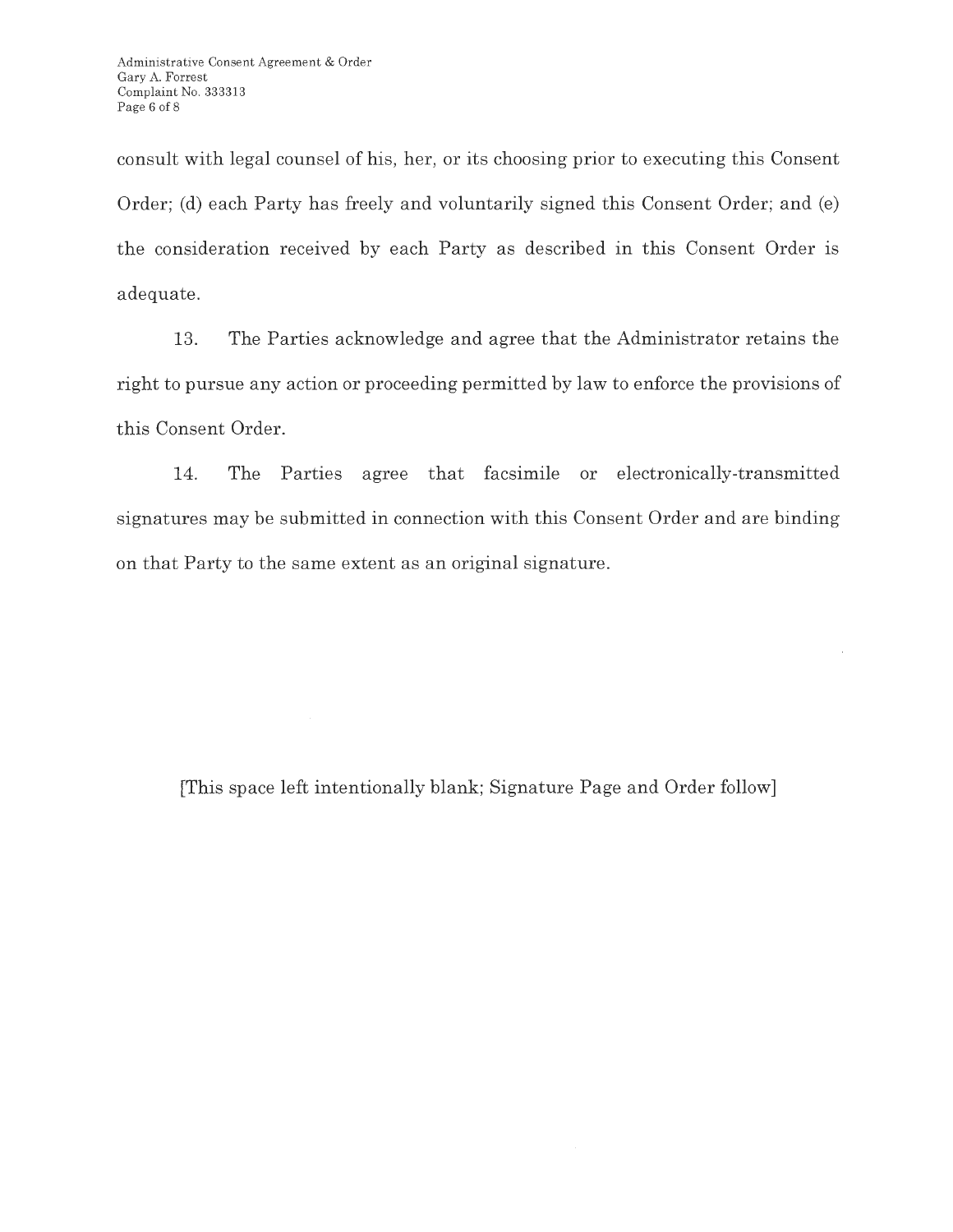consult with legal counsel of his, her, or its choosing prior to executing this Consent Order; (d) each Party has freely and voluntarily signed this Consent Order; and (e) the consideration received by each Party as described in this Consent Order is adequate.

13. The Parties acknowledge and agree that the Administrator retains the right to pursue any action or proceeding permitted by law to enforce the provisions of this Consent Order.

14. The Parties agree that facsimile or electronically-transmitted signatures may be submitted in connection with this Consent Order and are binding on that Party to the same extent as an original signature.

[This space left intentionally blank; Signature Page and Order follow]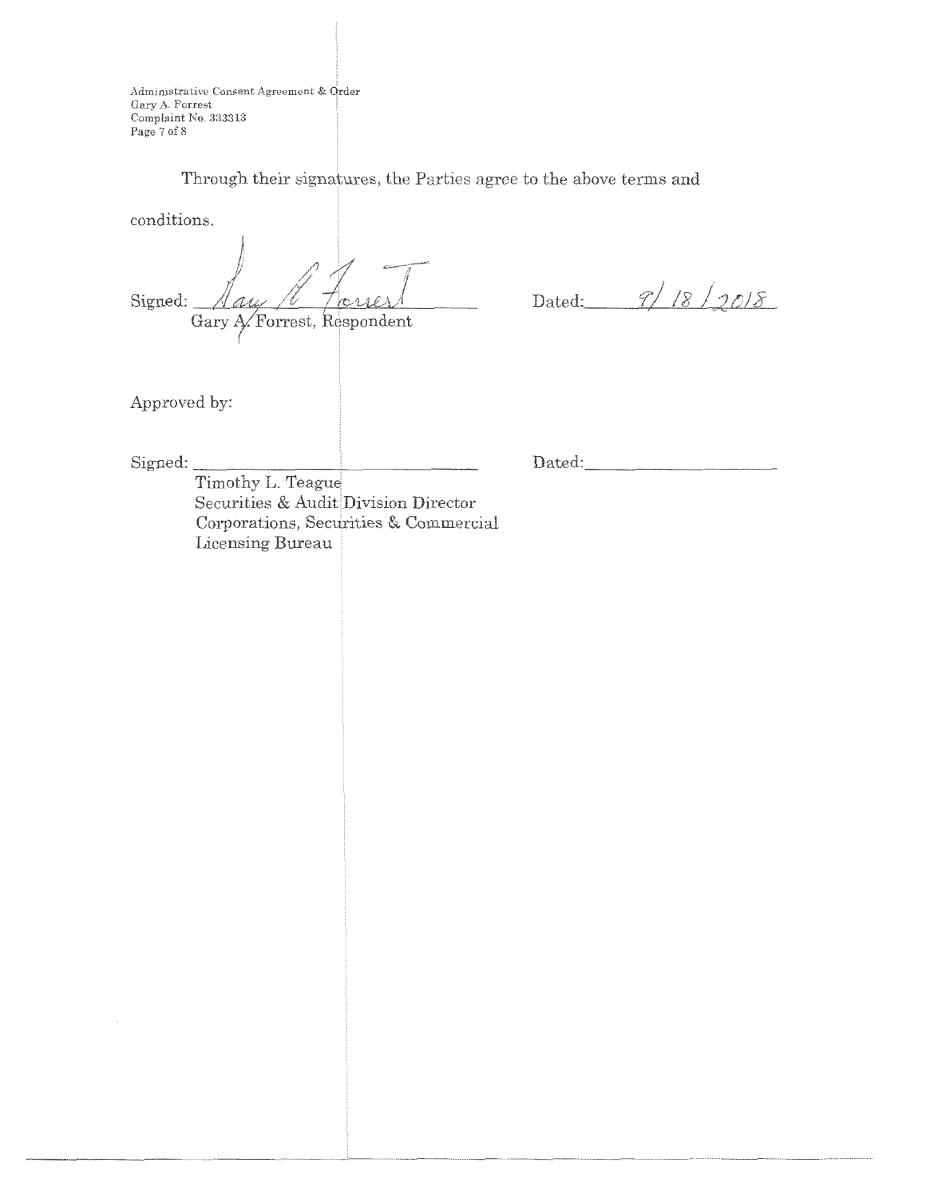Through their signatures, the Parties agree to the above terms and conditions.

Signed: Gary A. Forrest
Gary A. Forrest, Respondent

Dated: 9/18/2018

Approved by:

Signed: ______________________________

Timothy L. Teague
Securities & Audit Division Director
Corporations, Securities & Commercial Licensing Bureau

Dated: ____________________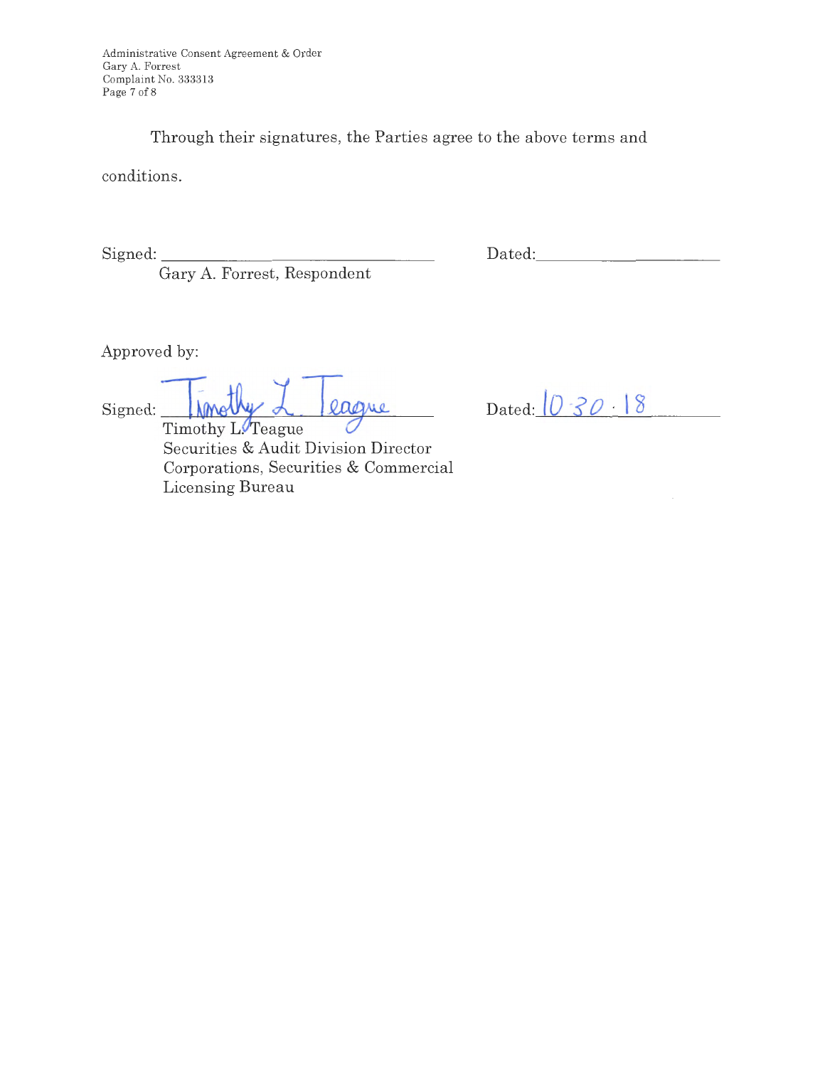Through their signatures, the Parties agree to the above terms and conditions.

Signed: ______________________________ Dated: ____________________
Gary A. Forrest, Respondent

Approved by:

Signed: Timothy L. Teague Dated: 10.30.18
Timothy L. Teague
Securities & Audit Division Director
Corporations, Securities & Commercial Licensing Bureau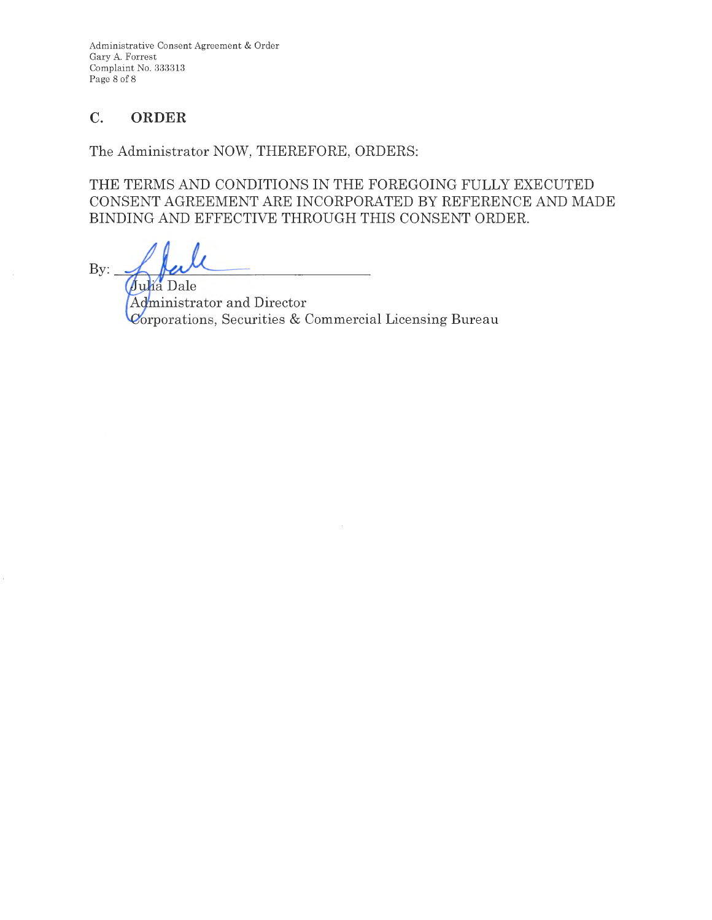## C. ORDER

The Administrator NOW, THEREFORE, ORDERS:

THE TERMS AND CONDITIONS IN THE FOREGOING FULLY EXECUTED CONSENT AGREEMENT ARE INCORPORATED BY REFERENCE AND MADE BINDING AND EFFECTIVE THROUGH THIS CONSENT ORDER.

By: ______________________________

Julia Dale
Administrator and Director
Corporations, Securities & Commercial Licensing Bureau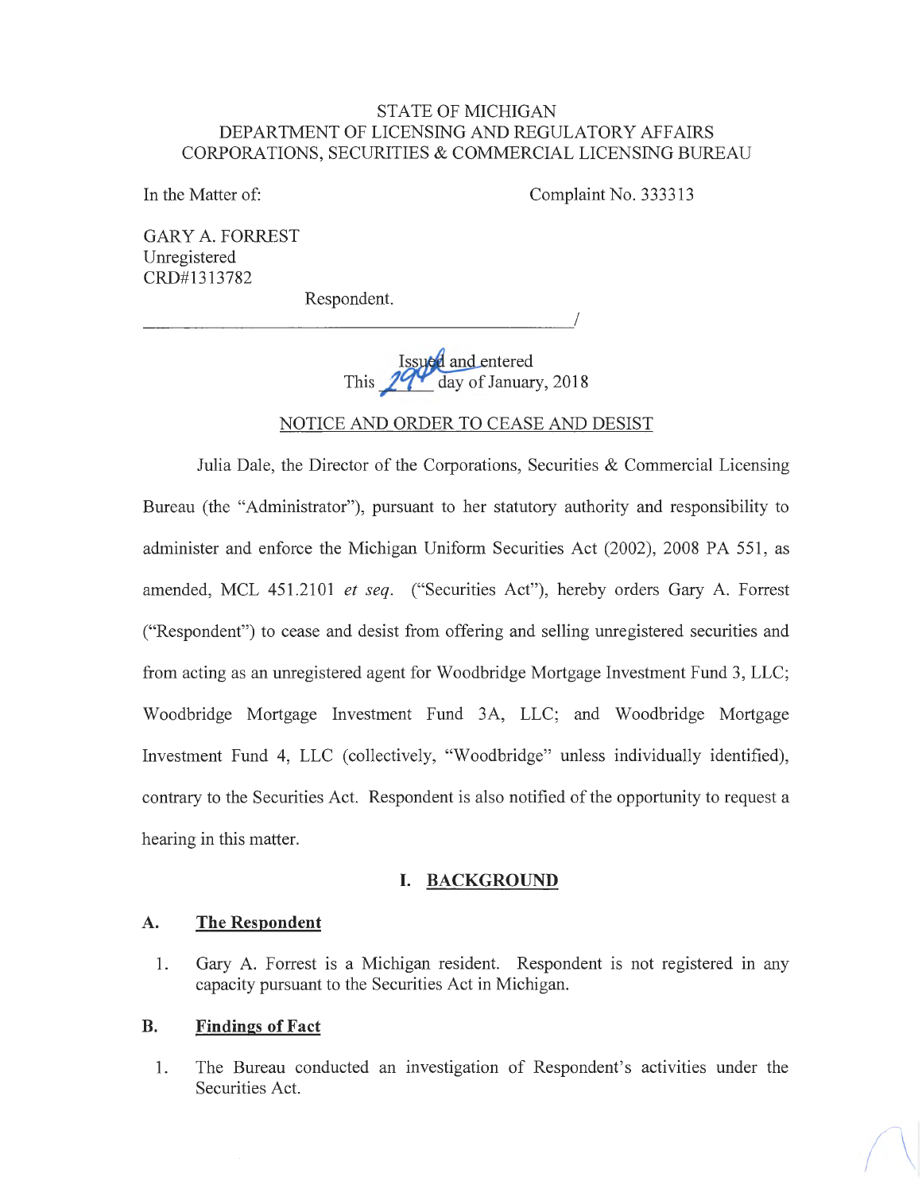STATE OF MICHIGAN
DEPARTMENT OF LICENSING AND REGULATORY AFFAIRS
CORPORATIONS, SECURITIES & COMMERCIAL LICENSING BUREAU

In the Matter of: Complaint No. 333313

GARY A. FORREST
Unregistered
CRD#1313782

Respondent.

_______________________________________________/

Issued and entered
This 29th day of January, 2018

NOTICE AND ORDER TO CEASE AND DESIST

Julia Dale, the Director of the Corporations, Securities & Commercial Licensing Bureau (the "Administrator"), pursuant to her statutory authority and responsibility to administer and enforce the Michigan Uniform Securities Act (2002), 2008 PA 551, as amended, MCL 451.2101 *et seq.* ("Securities Act"), hereby orders Gary A. Forrest ("Respondent") to cease and desist from offering and selling unregistered securities and from acting as an unregistered agent for Woodbridge Mortgage Investment Fund 3, LLC; Woodbridge Mortgage Investment Fund 3A, LLC; and Woodbridge Mortgage Investment Fund 4, LLC (collectively, "Woodbridge" unless individually identified), contrary to the Securities Act. Respondent is also notified of the opportunity to request a hearing in this matter.

## I. BACKGROUND

### A. The Respondent

1. Gary A. Forrest is a Michigan resident. Respondent is not registered in any capacity pursuant to the Securities Act in Michigan.

### B. Findings of Fact

1. The Bureau conducted an investigation of Respondent's activities under the Securities Act.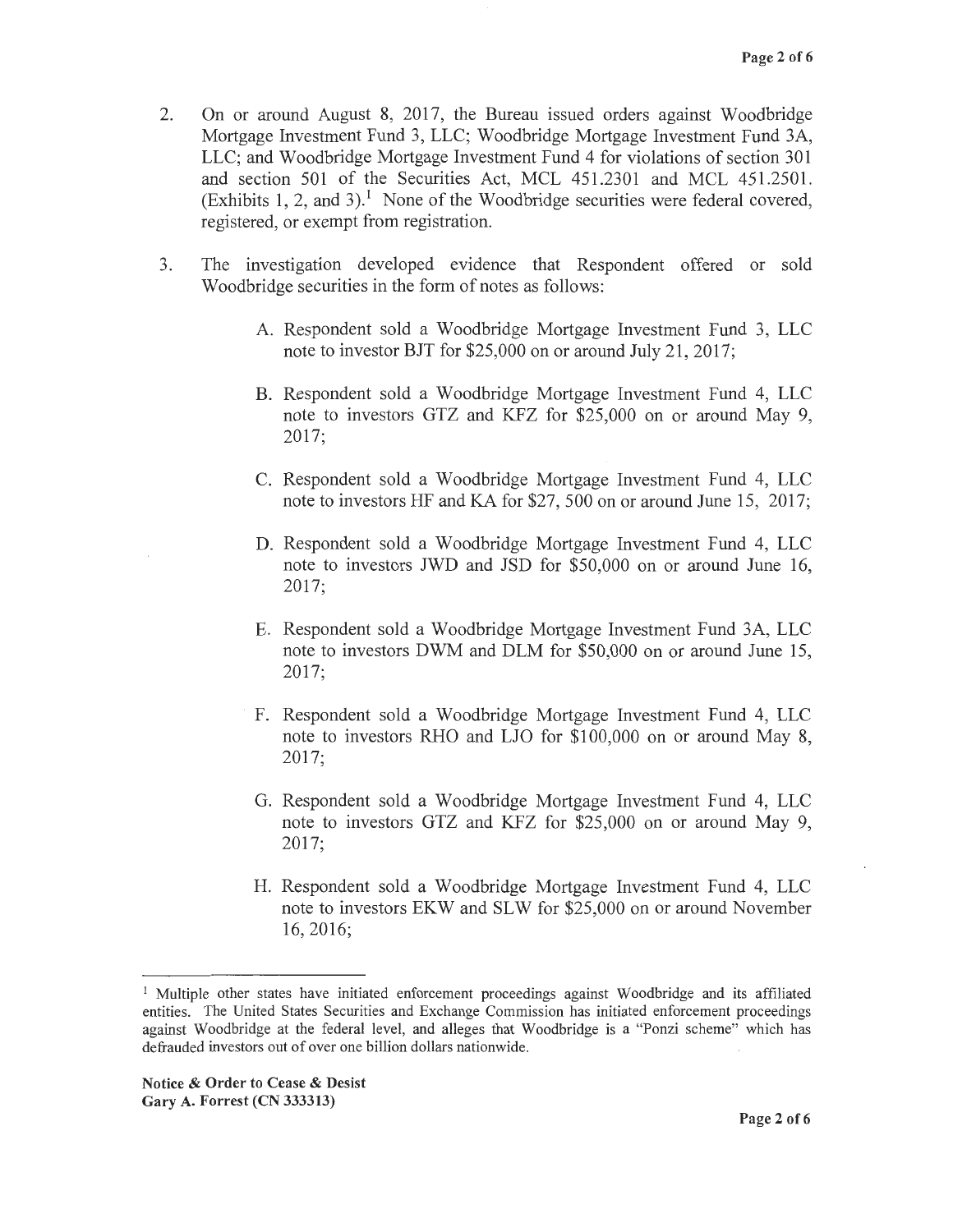2. On or around August 8, 2017, the Bureau issued orders against Woodbridge Mortgage Investment Fund 3, LLC; Woodbridge Mortgage Investment Fund 3A, LLC; and Woodbridge Mortgage Investment Fund 4 for violations of section 301 and section 501 of the Securities Act, MCL 451.2301 and MCL 451.2501. (Exhibits 1, 2, and 3).[1] None of the Woodbridge securities were federal covered, registered, or exempt from registration.

3. The investigation developed evidence that Respondent offered or sold Woodbridge securities in the form of notes as follows:

   A. Respondent sold a Woodbridge Mortgage Investment Fund 3, LLC note to investor BJT for $25,000 on or around July 21, 2017;

   B. Respondent sold a Woodbridge Mortgage Investment Fund 4, LLC note to investors GTZ and KFZ for $25,000 on or around May 9, 2017;

   C. Respondent sold a Woodbridge Mortgage Investment Fund 4, LLC note to investors HF and KA for $27, 500 on or around June 15, 2017;

   D. Respondent sold a Woodbridge Mortgage Investment Fund 4, LLC note to investors JWD and JSD for $50,000 on or around June 16, 2017;

   E. Respondent sold a Woodbridge Mortgage Investment Fund 3A, LLC note to investors DWM and DLM for $50,000 on or around June 15, 2017;

   F. Respondent sold a Woodbridge Mortgage Investment Fund 4, LLC note to investors RHO and LJO for $100,000 on or around May 8, 2017;

   G. Respondent sold a Woodbridge Mortgage Investment Fund 4, LLC note to investors GTZ and KFZ for $25,000 on or around May 9, 2017;

   H. Respondent sold a Woodbridge Mortgage Investment Fund 4, LLC note to investors EKW and SLW for $25,000 on or around November 16, 2016;

---

[1] Multiple other states have initiated enforcement proceedings against Woodbridge and its affiliated entities. The United States Securities and Exchange Commission has initiated enforcement proceedings against Woodbridge at the federal level, and alleges that Woodbridge is a "Ponzi scheme" which has defrauded investors out of over one billion dollars nationwide.

**Notice & Order to Cease & Desist**
**Gary A. Forrest (CN 333313)**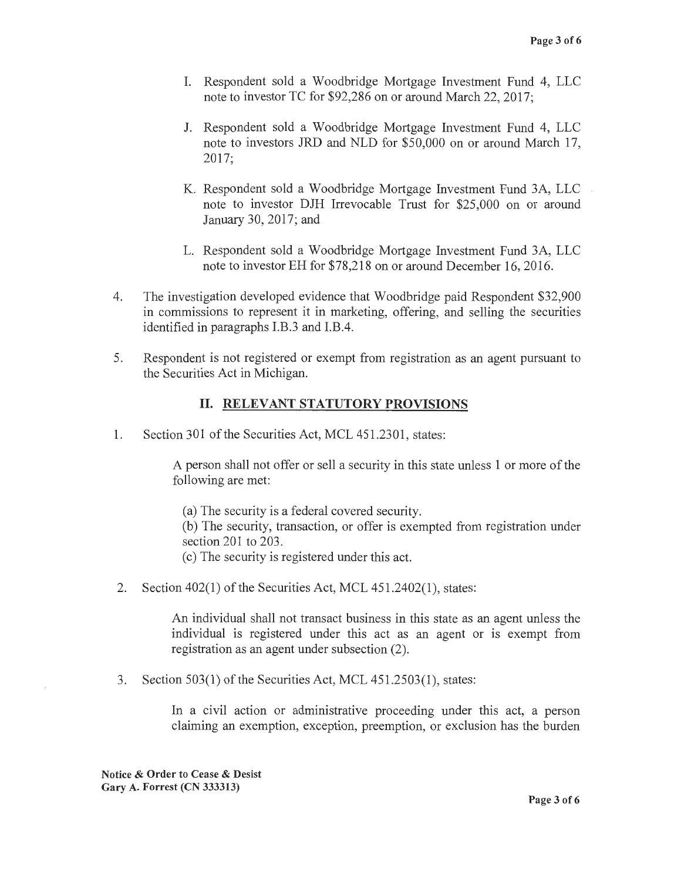I. Respondent sold a Woodbridge Mortgage Investment Fund 4, LLC note to investor TC for $92,286 on or around March 22, 2017;

J. Respondent sold a Woodbridge Mortgage Investment Fund 4, LLC note to investors JRD and NLD for $50,000 on or around March 17, 2017;

K. Respondent sold a Woodbridge Mortgage Investment Fund 3A, LLC note to investor DJH Irrevocable Trust for $25,000 on or around January 30, 2017; and

L. Respondent sold a Woodbridge Mortgage Investment Fund 3A, LLC note to investor EH for $78,218 on or around December 16, 2016.

4. The investigation developed evidence that Woodbridge paid Respondent $32,900 in commissions to represent it in marketing, offering, and selling the securities identified in paragraphs I.B.3 and I.B.4.

5. Respondent is not registered or exempt from registration as an agent pursuant to the Securities Act in Michigan.

## II. RELEVANT STATUTORY PROVISIONS

1. Section 301 of the Securities Act, MCL 451.2301, states:

   > A person shall not offer or sell a security in this state unless 1 or more of the following are met:
   >
   > (a) The security is a federal covered security.
   > (b) The security, transaction, or offer is exempted from registration under section 201 to 203.
   > (c) The security is registered under this act.

2. Section 402(1) of the Securities Act, MCL 451.2402(1), states:

   > An individual shall not transact business in this state as an agent unless the individual is registered under this act as an agent or is exempt from registration as an agent under subsection (2).

3. Section 503(1) of the Securities Act, MCL 451.2503(1), states:

   > In a civil action or administrative proceeding under this act, a person claiming an exemption, exception, preemption, or exclusion has the burden

**Notice & Order to Cease & Desist**
**Gary A. Forrest (CN 333313)**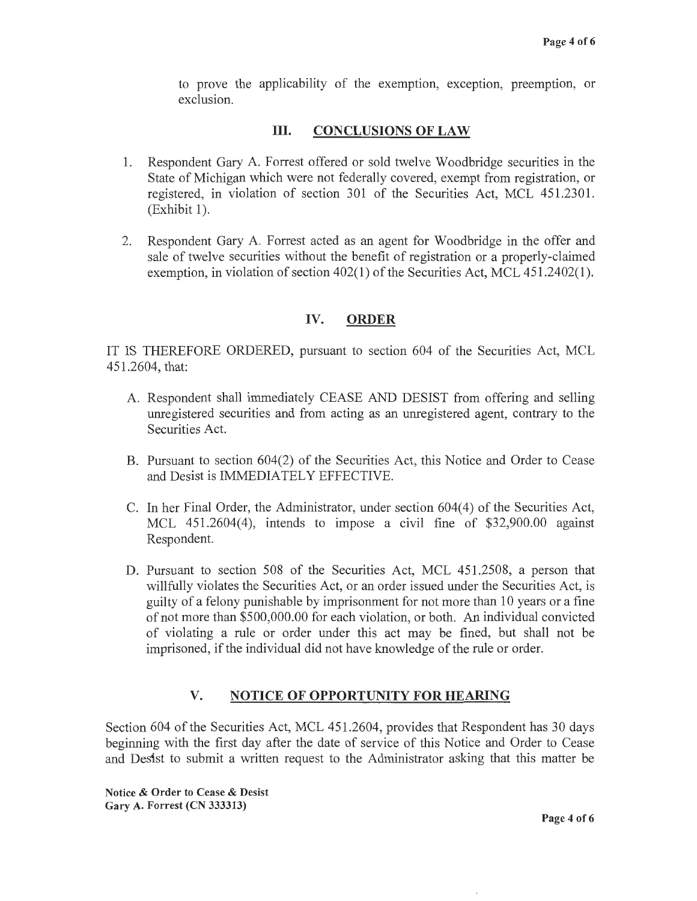to prove the applicability of the exemption, exception, preemption, or exclusion.

## III. CONCLUSIONS OF LAW

1. Respondent Gary A. Forrest offered or sold twelve Woodbridge securities in the State of Michigan which were not federally covered, exempt from registration, or registered, in violation of section 301 of the Securities Act, MCL 451.2301. (Exhibit 1).

2. Respondent Gary A. Forrest acted as an agent for Woodbridge in the offer and sale of twelve securities without the benefit of registration or a properly-claimed exemption, in violation of section 402(1) of the Securities Act, MCL 451.2402(1).

## IV. ORDER

IT IS THEREFORE ORDERED, pursuant to section 604 of the Securities Act, MCL 451.2604, that:

A. Respondent shall immediately CEASE AND DESIST from offering and selling unregistered securities and from acting as an unregistered agent, contrary to the Securities Act.

B. Pursuant to section 604(2) of the Securities Act, this Notice and Order to Cease and Desist is IMMEDIATELY EFFECTIVE.

C. In her Final Order, the Administrator, under section 604(4) of the Securities Act, MCL 451.2604(4), intends to impose a civil fine of $32,900.00 against Respondent.

D. Pursuant to section 508 of the Securities Act, MCL 451.2508, a person that willfully violates the Securities Act, or an order issued under the Securities Act, is guilty of a felony punishable by imprisonment for not more than 10 years or a fine of not more than $500,000.00 for each violation, or both. An individual convicted of violating a rule or order under this act may be fined, but shall not be imprisoned, if the individual did not have knowledge of the rule or order.

## V. NOTICE OF OPPORTUNITY FOR HEARING

Section 604 of the Securities Act, MCL 451.2604, provides that Respondent has 30 days beginning with the first day after the date of service of this Notice and Order to Cease and Desist to submit a written request to the Administrator asking that this matter be

**Notice & Order to Cease & Desist**
**Gary A. Forrest (CN 333313)**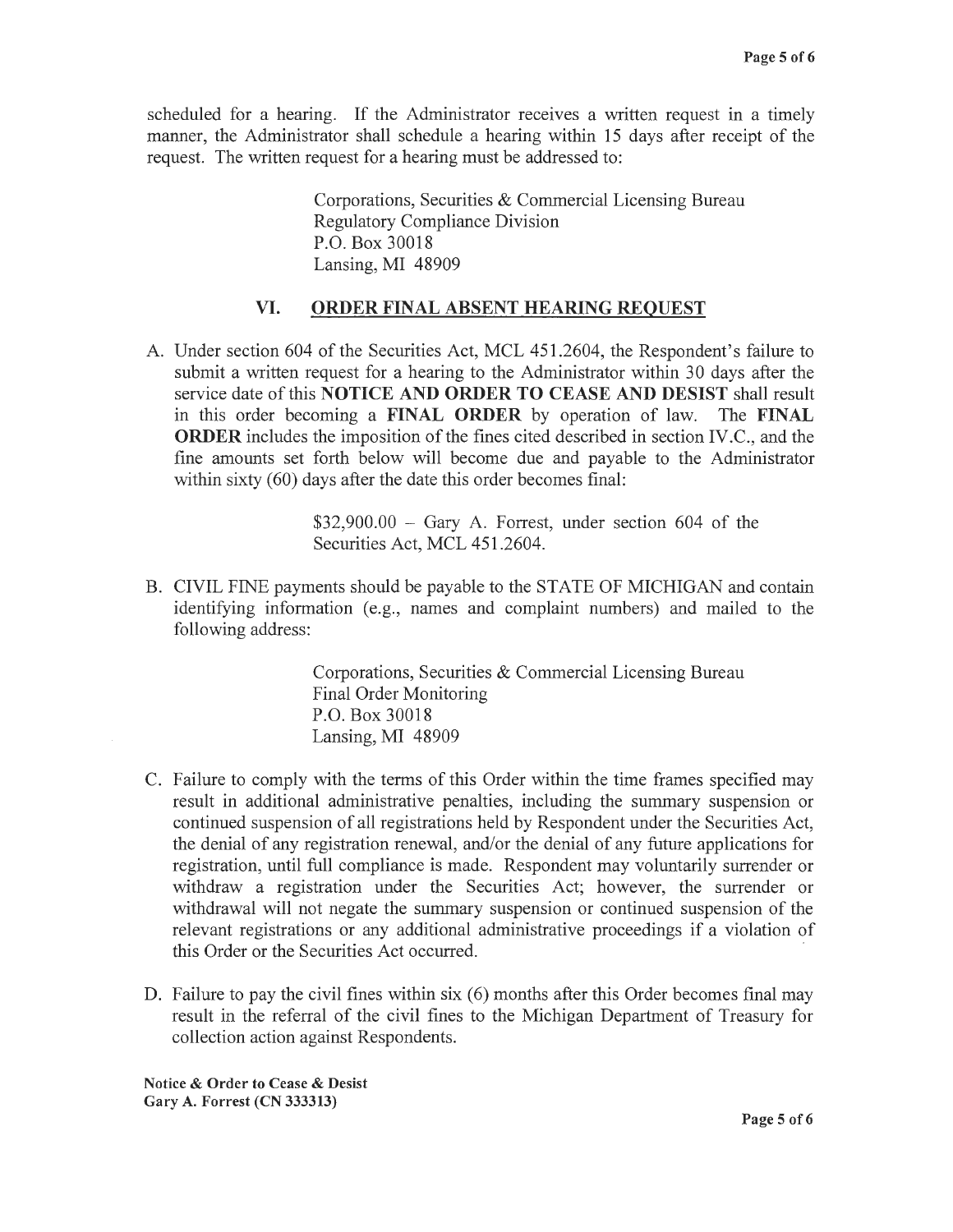scheduled for a hearing. If the Administrator receives a written request in a timely manner, the Administrator shall schedule a hearing within 15 days after receipt of the request. The written request for a hearing must be addressed to:

> Corporations, Securities & Commercial Licensing Bureau
> Regulatory Compliance Division
> P.O. Box 30018
> Lansing, MI 48909

## VI. ORDER FINAL ABSENT HEARING REQUEST

A. Under section 604 of the Securities Act, MCL 451.2604, the Respondent's failure to submit a written request for a hearing to the Administrator within 30 days after the service date of this **NOTICE AND ORDER TO CEASE AND DESIST** shall result in this order becoming a **FINAL ORDER** by operation of law. The **FINAL ORDER** includes the imposition of the fines cited described in section IV.C., and the fine amounts set forth below will become due and payable to the Administrator within sixty (60) days after the date this order becomes final:

> $32,900.00 – Gary A. Forrest, under section 604 of the Securities Act, MCL 451.2604.

B. CIVIL FINE payments should be payable to the STATE OF MICHIGAN and contain identifying information (e.g., names and complaint numbers) and mailed to the following address:

> Corporations, Securities & Commercial Licensing Bureau
> Final Order Monitoring
> P.O. Box 30018
> Lansing, MI 48909

C. Failure to comply with the terms of this Order within the time frames specified may result in additional administrative penalties, including the summary suspension or continued suspension of all registrations held by Respondent under the Securities Act, the denial of any registration renewal, and/or the denial of any future applications for registration, until full compliance is made. Respondent may voluntarily surrender or withdraw a registration under the Securities Act; however, the surrender or withdrawal will not negate the summary suspension or continued suspension of the relevant registrations or any additional administrative proceedings if a violation of this Order or the Securities Act occurred.

D. Failure to pay the civil fines within six (6) months after this Order becomes final may result in the referral of the civil fines to the Michigan Department of Treasury for collection action against Respondents.

**Notice & Order to Cease & Desist**
**Gary A. Forrest (CN 333313)**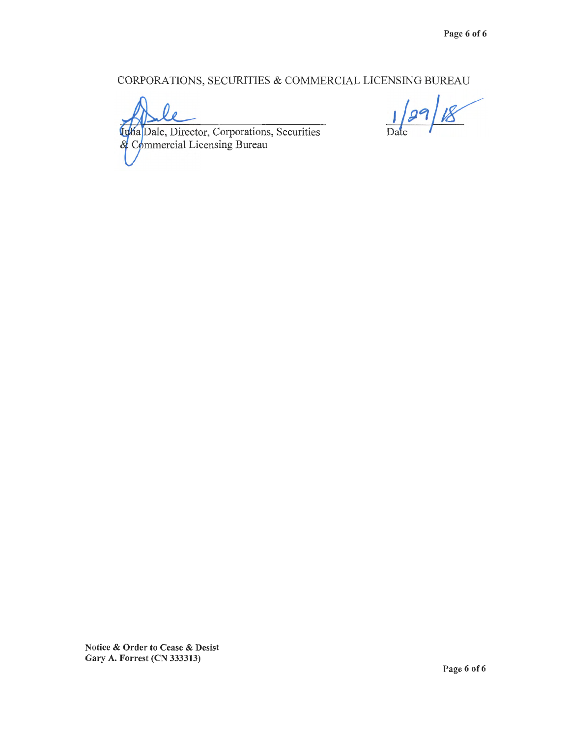CORPORATIONS, SECURITIES & COMMERCIAL LICENSING BUREAU

Julia Dale, Director, Corporations, Securities & Commercial Licensing Bureau

1/29/18
Date

**Notice & Order to Cease & Desist**
**Gary A. Forrest (CN 333313)**